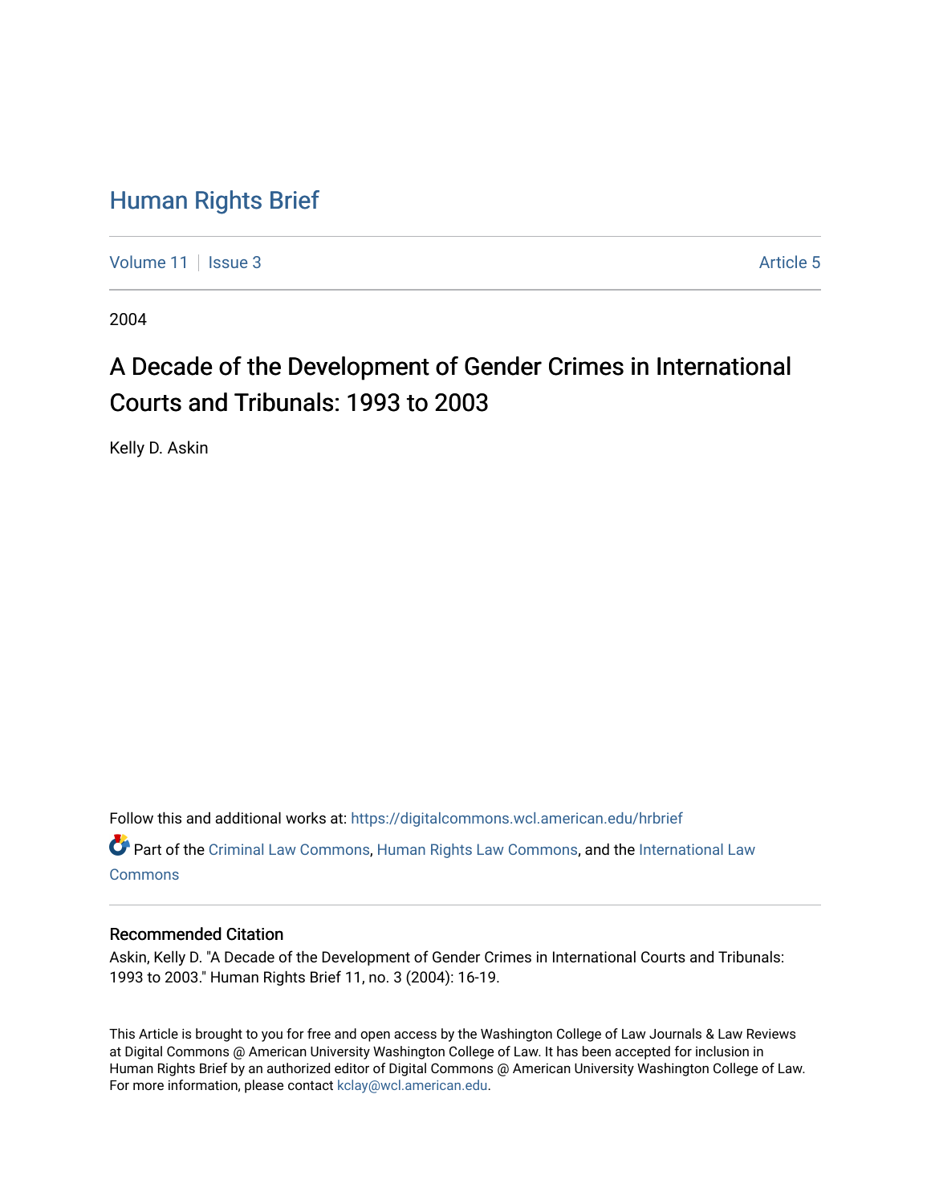# Human Rights Brief

Volume 11 | Issue 3 | Article 5

2004

## A Decade of the Development of Gender Crimes in International Courts and Tribunals: 1993 to 2003

Kelly D. Askin

Follow this and additional works at: https://digitalcommons.wcl.american.edu/hrbrief

Part of the Criminal Law Commons, Human Rights Law Commons, and the International Law Commons

### Recommended Citation

Askin, Kelly D. "A Decade of the Development of Gender Crimes in International Courts and Tribunals: 1993 to 2003." Human Rights Brief 11, no. 3 (2004): 16-19.

This Article is brought to you for free and open access by the Washington College of Law Journals & Law Reviews at Digital Commons @ American University Washington College of Law. It has been accepted for inclusion in Human Rights Brief by an authorized editor of Digital Commons @ American University Washington College of Law. For more information, please contact kclay@wcl.american.edu.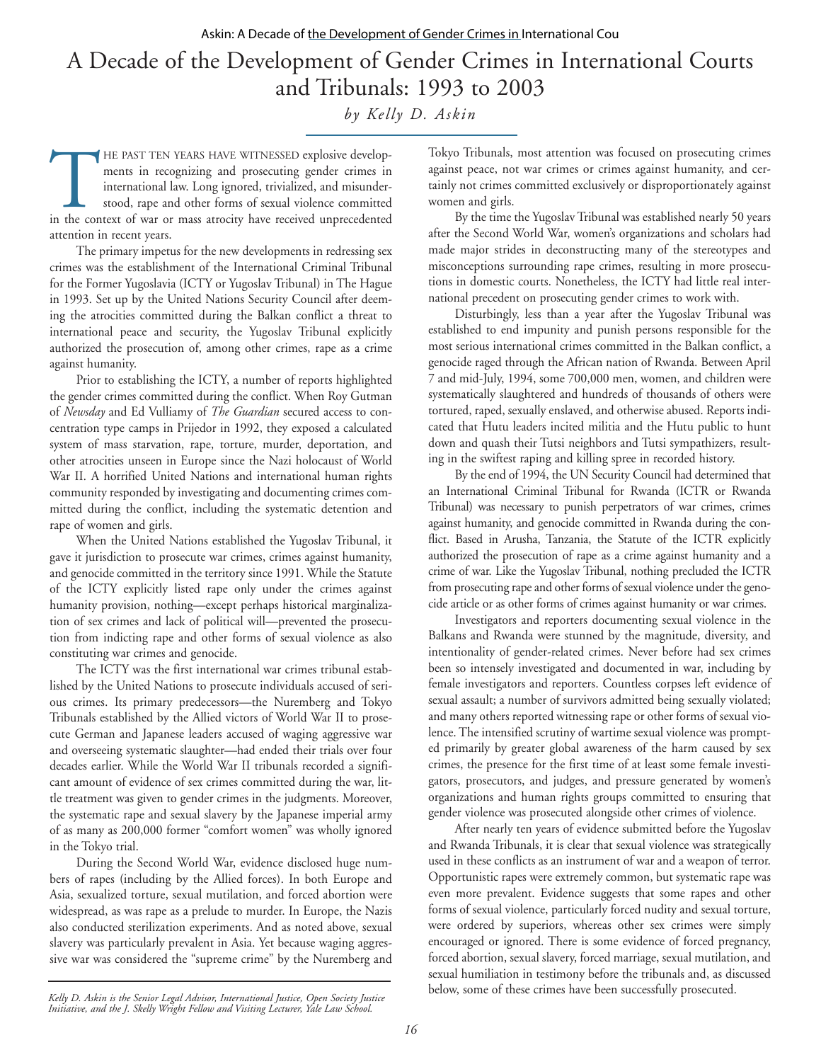# A Decade of the Development of Gender Crimes in International Courts and Tribunals: 1993 to 2003

*by Kelly D. Askin*

The past ten years have witnessed explosive developments in recognizing and prosecuting gender crimes in international law. Long ignored, trivialized, and misunderstood, rape and other forms of sexual violence committed in the context of war or mass atrocity have received unprecedented attention in recent years.

The primary impetus for the new developments in redressing sex crimes was the establishment of the International Criminal Tribunal for the Former Yugoslavia (ICTY or Yugoslav Tribunal) in The Hague in 1993. Set up by the United Nations Security Council after deeming the atrocities committed during the Balkan conflict a threat to international peace and security, the Yugoslav Tribunal explicitly authorized the prosecution of, among other crimes, rape as a crime against humanity.

Prior to establishing the ICTY, a number of reports highlighted the gender crimes committed during the conflict. When Roy Gutman of *Newsday* and Ed Vulliamy of *The Guardian* secured access to concentration type camps in Prijedor in 1992, they exposed a calculated system of mass starvation, rape, torture, murder, deportation, and other atrocities unseen in Europe since the Nazi holocaust of World War II. A horrified United Nations and international human rights community responded by investigating and documenting crimes committed during the conflict, including the systematic detention and rape of women and girls.

When the United Nations established the Yugoslav Tribunal, it gave it jurisdiction to prosecute war crimes, crimes against humanity, and genocide committed in the territory since 1991. While the Statute of the ICTY explicitly listed rape only under the crimes against humanity provision, nothing—except perhaps historical marginalization of sex crimes and lack of political will—prevented the prosecution from indicting rape and other forms of sexual violence as also constituting war crimes and genocide.

The ICTY was the first international war crimes tribunal established by the United Nations to prosecute individuals accused of serious crimes. Its primary predecessors—the Nuremberg and Tokyo Tribunals established by the Allied victors of World War II to prosecute German and Japanese leaders accused of waging aggressive war and overseeing systematic slaughter—had ended their trials over four decades earlier. While the World War II tribunals recorded a significant amount of evidence of sex crimes committed during the war, little treatment was given to gender crimes in the judgments. Moreover, the systematic rape and sexual slavery by the Japanese imperial army of as many as 200,000 former "comfort women" was wholly ignored in the Tokyo trial.

During the Second World War, evidence disclosed huge numbers of rapes (including by the Allied forces). In both Europe and Asia, sexualized torture, sexual mutilation, and forced abortion were widespread, as was rape as a prelude to murder. In Europe, the Nazis also conducted sterilization experiments. And as noted above, sexual slavery was particularly prevalent in Asia. Yet because waging aggressive war was considered the "supreme crime" by the Nuremberg and Tokyo Tribunals, most attention was focused on prosecuting crimes against peace, not war crimes or crimes against humanity, and certainly not crimes committed exclusively or disproportionately against women and girls.

By the time the Yugoslav Tribunal was established nearly 50 years after the Second World War, women's organizations and scholars had made major strides in deconstructing many of the stereotypes and misconceptions surrounding rape crimes, resulting in more prosecutions in domestic courts. Nonetheless, the ICTY had little real international precedent on prosecuting gender crimes to work with.

Disturbingly, less than a year after the Yugoslav Tribunal was established to end impunity and punish persons responsible for the most serious international crimes committed in the Balkan conflict, a genocide raged through the African nation of Rwanda. Between April 7 and mid-July, 1994, some 700,000 men, women, and children were systematically slaughtered and hundreds of thousands of others were tortured, raped, sexually enslaved, and otherwise abused. Reports indicated that Hutu leaders incited militia and the Hutu public to hunt down and quash their Tutsi neighbors and Tutsi sympathizers, resulting in the swiftest raping and killing spree in recorded history.

By the end of 1994, the UN Security Council had determined that an International Criminal Tribunal for Rwanda (ICTR or Rwanda Tribunal) was necessary to punish perpetrators of war crimes, crimes against humanity, and genocide committed in Rwanda during the conflict. Based in Arusha, Tanzania, the Statute of the ICTR explicitly authorized the prosecution of rape as a crime against humanity and a crime of war. Like the Yugoslav Tribunal, nothing precluded the ICTR from prosecuting rape and other forms of sexual violence under the genocide article or as other forms of crimes against humanity or war crimes.

Investigators and reporters documenting sexual violence in the Balkans and Rwanda were stunned by the magnitude, diversity, and intentionality of gender-related crimes. Never before had sex crimes been so intensely investigated and documented in war, including by female investigators and reporters. Countless corpses left evidence of sexual assault; a number of survivors admitted being sexually violated; and many others reported witnessing rape or other forms of sexual violence. The intensified scrutiny of wartime sexual violence was prompted primarily by greater global awareness of the harm caused by sex crimes, the presence for the first time of at least some female investigators, prosecutors, and judges, and pressure generated by women's organizations and human rights groups committed to ensuring that gender violence was prosecuted alongside other crimes of violence.

After nearly ten years of evidence submitted before the Yugoslav and Rwanda Tribunals, it is clear that sexual violence was strategically used in these conflicts as an instrument of war and a weapon of terror. Opportunistic rapes were extremely common, but systematic rape was even more prevalent. Evidence suggests that some rapes and other forms of sexual violence, particularly forced nudity and sexual torture, were ordered by superiors, whereas other sex crimes were simply encouraged or ignored. There is some evidence of forced pregnancy, forced abortion, sexual slavery, forced marriage, sexual mutilation, and sexual humiliation in testimony before the tribunals and, as discussed below, some of these crimes have been successfully prosecuted.

---

*Kelly D. Askin is the Senior Legal Advisor, International Justice, Open Society Justice Initiative, and the J. Skelly Wright Fellow and Visiting Lecturer, Yale Law School.*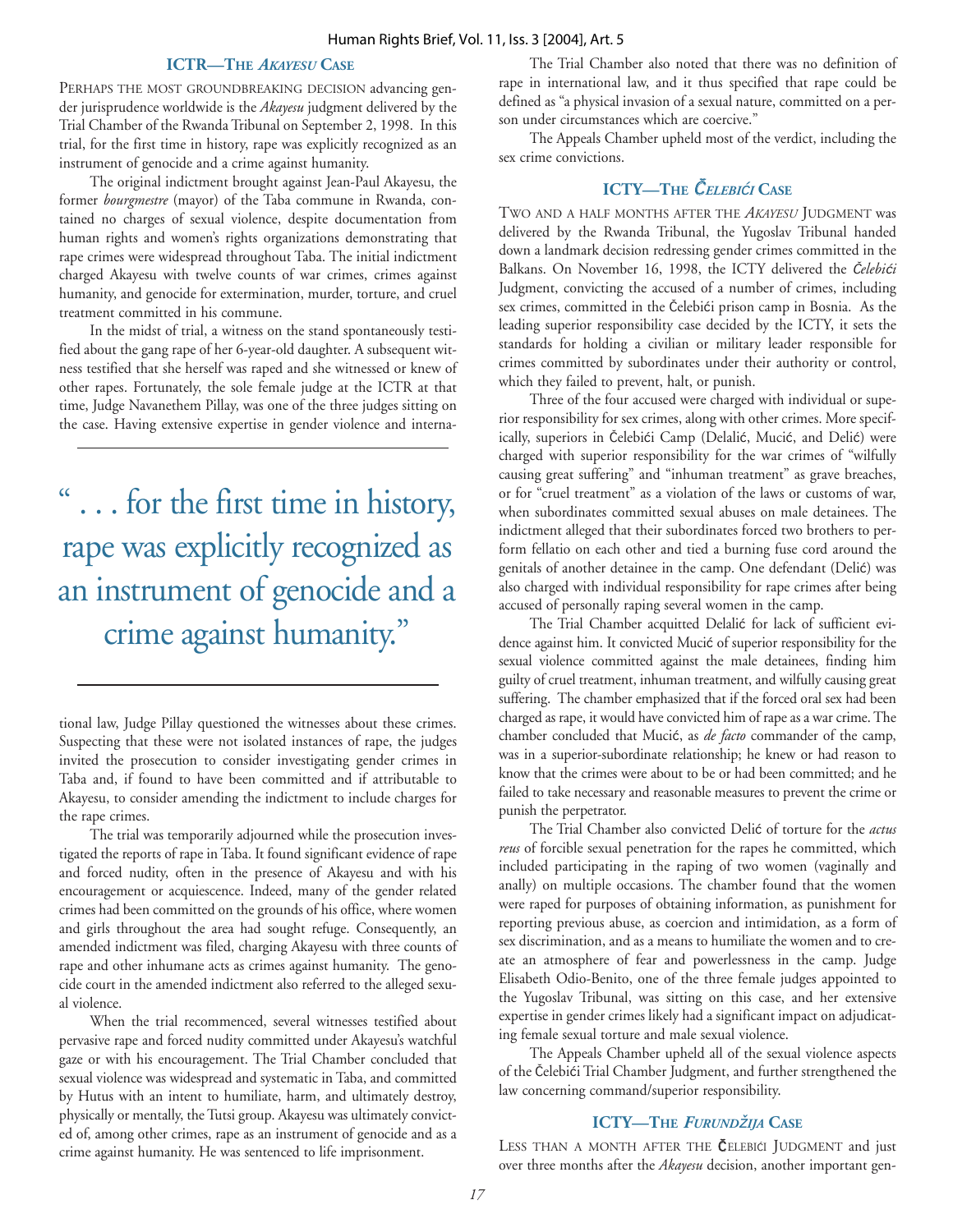## ICTR—The *Akayesu* Case

Perhaps the most groundbreaking decision advancing gender jurisprudence worldwide is the *Akayesu* judgment delivered by the Trial Chamber of the Rwanda Tribunal on September 2, 1998. In this trial, for the first time in history, rape was explicitly recognized as an instrument of genocide and a crime against humanity.

The original indictment brought against Jean-Paul Akayesu, the former *bourgmestre* (mayor) of the Taba commune in Rwanda, contained no charges of sexual violence, despite documentation from human rights and women's rights organizations demonstrating that rape crimes were widespread throughout Taba. The initial indictment charged Akayesu with twelve counts of war crimes, crimes against humanity, and genocide for extermination, murder, torture, and cruel treatment committed in his commune.

In the midst of trial, a witness on the stand spontaneously testified about the gang rape of her 6-year-old daughter. A subsequent witness testified that she herself was raped and she witnessed or knew of other rapes. Fortunately, the sole female judge at the ICTR at that time, Judge Navanethem Pillay, was one of the three judges sitting on the case. Having extensive expertise in gender violence and international law, Judge Pillay questioned the witnesses about these crimes. Suspecting that these were not isolated instances of rape, the judges invited the prosecution to consider investigating gender crimes in Taba and, if found to have been committed and if attributable to Akayesu, to consider amending the indictment to include charges for the rape crimes.

> " . . . for the first time in history, rape was explicitly recognized as an instrument of genocide and a crime against humanity."

The trial was temporarily adjourned while the prosecution investigated the reports of rape in Taba. It found significant evidence of rape and forced nudity, often in the presence of Akayesu and with his encouragement or acquiescence. Indeed, many of the gender related crimes had been committed on the grounds of his office, where women and girls throughout the area had sought refuge. Consequently, an amended indictment was filed, charging Akayesu with three counts of rape and other inhumane acts as crimes against humanity. The genocide court in the amended indictment also referred to the alleged sexual violence.

When the trial recommenced, several witnesses testified about pervasive rape and forced nudity committed under Akayesu's watchful gaze or with his encouragement. The Trial Chamber concluded that sexual violence was widespread and systematic in Taba, and committed by Hutus with an intent to humiliate, harm, and ultimately destroy, physically or mentally, the Tutsi group. Akayesu was ultimately convicted of, among other crimes, rape as an instrument of genocide and as a crime against humanity. He was sentenced to life imprisonment.

The Trial Chamber also noted that there was no definition of rape in international law, and it thus specified that rape could be defined as "a physical invasion of a sexual nature, committed on a person under circumstances which are coercive."

The Appeals Chamber upheld most of the verdict, including the sex crime convictions.

## ICTY—The *Čelebići* Case

Two and a half months after the *Akayesu* Judgment was delivered by the Rwanda Tribunal, the Yugoslav Tribunal handed down a landmark decision redressing gender crimes committed in the Balkans. On November 16, 1998, the ICTY delivered the *Čelebići* Judgment, convicting the accused of a number of crimes, including sex crimes, committed in the Čelebići prison camp in Bosnia. As the leading superior responsibility case decided by the ICTY, it sets the standards for holding a civilian or military leader responsible for crimes committed by subordinates under their authority or control, which they failed to prevent, halt, or punish.

Three of the four accused were charged with individual or superior responsibility for sex crimes, along with other crimes. More specifically, superiors in Čelebići Camp (Delalić, Mucić, and Delić) were charged with superior responsibility for the war crimes of "wilfully causing great suffering" and "inhuman treatment" as grave breaches, or for "cruel treatment" as a violation of the laws or customs of war, when subordinates committed sexual abuses on male detainees. The indictment alleged that their subordinates forced two brothers to perform fellatio on each other and tied a burning fuse cord around the genitals of another detainee in the camp. One defendant (Delić) was also charged with individual responsibility for rape crimes after being accused of personally raping several women in the camp.

The Trial Chamber acquitted Delalić for lack of sufficient evidence against him. It convicted Mucić of superior responsibility for the sexual violence committed against the male detainees, finding him guilty of cruel treatment, inhuman treatment, and wilfully causing great suffering. The chamber emphasized that if the forced oral sex had been charged as rape, it would have convicted him of rape as a war crime. The chamber concluded that Mucić, as *de facto* commander of the camp, was in a superior-subordinate relationship; he knew or had reason to know that the crimes were about to be or had been committed; and he failed to take necessary and reasonable measures to prevent the crime or punish the perpetrator.

The Trial Chamber also convicted Delić of torture for the *actus reus* of forcible sexual penetration for the rapes he committed, which included participating in the raping of two women (vaginally and anally) on multiple occasions. The chamber found that the women were raped for purposes of obtaining information, as punishment for reporting previous abuse, as coercion and intimidation, as a form of sex discrimination, and as a means to humiliate the women and to create an atmosphere of fear and powerlessness in the camp. Judge Elisabeth Odio-Benito, one of the three female judges appointed to the Yugoslav Tribunal, was sitting on this case, and her extensive expertise in gender crimes likely had a significant impact on adjudicating female sexual torture and male sexual violence.

The Appeals Chamber upheld all of the sexual violence aspects of the Čelebići Trial Chamber Judgment, and further strengthened the law concerning command/superior responsibility.

## ICTY—The *Furundžija* Case

Less than a month after the Čelebići Judgment and just over three months after the *Akayesu* decision, another important gen-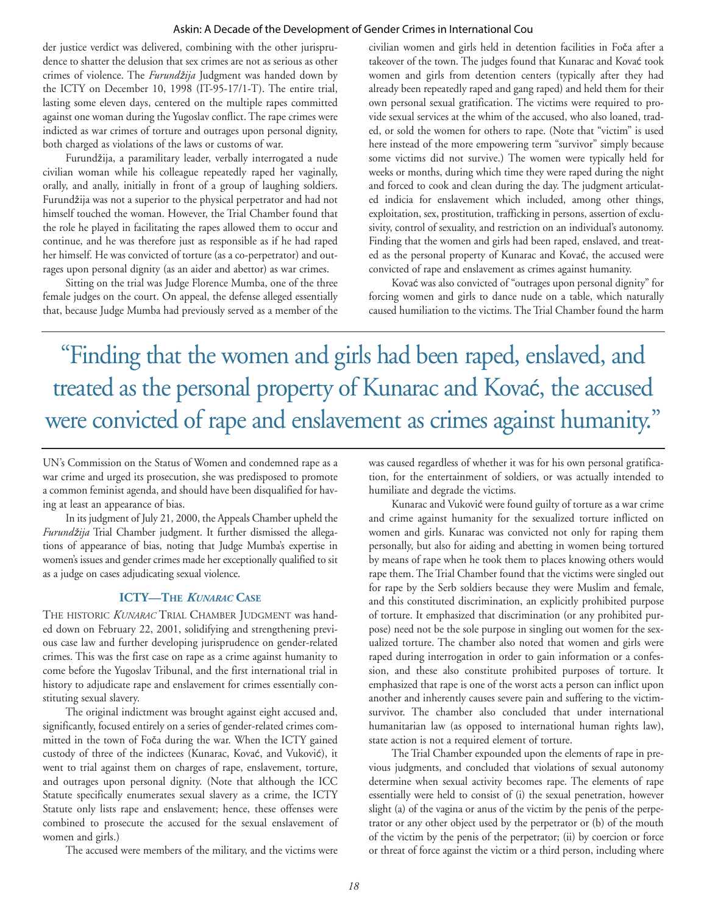der justice verdict was delivered, combining with the other jurisprudence to shatter the delusion that sex crimes are not as serious as other crimes of violence. The *Furundžija* Judgment was handed down by the ICTY on December 10, 1998 (IT-95-17/1-T). The entire trial, lasting some eleven days, centered on the multiple rapes committed against one woman during the Yugoslav conflict. The rape crimes were indicted as war crimes of torture and outrages upon personal dignity, both charged as violations of the laws or customs of war.

Furundžija, a paramilitary leader, verbally interrogated a nude civilian woman while his colleague repeatedly raped her vaginally, orally, and anally, initially in front of a group of laughing soldiers. Furundžija was not a superior to the physical perpetrator and had not himself touched the woman. However, the Trial Chamber found that the role he played in facilitating the rapes allowed them to occur and continue, and he was therefore just as responsible as if he had raped her himself. He was convicted of torture (as a co-perpetrator) and outrages upon personal dignity (as an aider and abettor) as war crimes.

Sitting on the trial was Judge Florence Mumba, one of the three female judges on the court. On appeal, the defense alleged essentially that, because Judge Mumba had previously served as a member of the UN's Commission on the Status of Women and condemned rape as a war crime and urged its prosecution, she was predisposed to promote a common feminist agenda, and should have been disqualified for having at least an appearance of bias.

In its judgment of July 21, 2000, the Appeals Chamber upheld the *Furundžija* Trial Chamber judgment. It further dismissed the allegations of appearance of bias, noting that Judge Mumba's expertise in women's issues and gender crimes made her exceptionally qualified to sit as a judge on cases adjudicating sexual violence.

### ICTY—The *Kunarac* Case

The historic *Kunarac* Trial Chamber Judgment was handed down on February 22, 2001, solidifying and strengthening previous case law and further developing jurisprudence on gender-related crimes. This was the first case on rape as a crime against humanity to come before the Yugoslav Tribunal, and the first international trial in history to adjudicate rape and enslavement for crimes essentially constituting sexual slavery.

The original indictment was brought against eight accused and, significantly, focused entirely on a series of gender-related crimes committed in the town of Foča during the war. When the ICTY gained custody of three of the indictees (Kunarac, Kovać, and Vuković), it went to trial against them on charges of rape, enslavement, torture, and outrages upon personal dignity. (Note that although the ICC Statute specifically enumerates sexual slavery as a crime, the ICTY Statute only lists rape and enslavement; hence, these offenses were combined to prosecute the accused for the sexual enslavement of women and girls.)

The accused were members of the military, and the victims were civilian women and girls held in detention facilities in Foča after a takeover of the town. The judges found that Kunarac and Kovać took women and girls from detention centers (typically after they had already been repeatedly raped and gang raped) and held them for their own personal sexual gratification. The victims were required to provide sexual services at the whim of the accused, who also loaned, traded, or sold the women for others to rape. (Note that "victim" is used here instead of the more empowering term "survivor" simply because some victims did not survive.) The women were typically held for weeks or months, during which time they were raped during the night and forced to cook and clean during the day. The judgment articulated indicia for enslavement which included, among other things, exploitation, sex, prostitution, trafficking in persons, assertion of exclusivity, control of sexuality, and restriction on an individual's autonomy. Finding that the women and girls had been raped, enslaved, and treated as the personal property of Kunarac and Kovać, the accused were convicted of rape and enslavement as crimes against humanity.

> "Finding that the women and girls had been raped, enslaved, and treated as the personal property of Kunarac and Kovać, the accused were convicted of rape and enslavement as crimes against humanity."

Kovać was also convicted of "outrages upon personal dignity" for forcing women and girls to dance nude on a table, which naturally caused humiliation to the victims. The Trial Chamber found the harm was caused regardless of whether it was for his own personal gratification, for the entertainment of soldiers, or was actually intended to humiliate and degrade the victims.

Kunarac and Vuković were found guilty of torture as a war crime and crime against humanity for the sexualized torture inflicted on women and girls. Kunarac was convicted not only for raping them personally, but also for aiding and abetting in women being tortured by means of rape when he took them to places knowing others would rape them. The Trial Chamber found that the victims were singled out for rape by the Serb soldiers because they were Muslim and female, and this constituted discrimination, an explicitly prohibited purpose of torture. It emphasized that discrimination (or any prohibited purpose) need not be the sole purpose in singling out women for the sexualized torture. The chamber also noted that women and girls were raped during interrogation in order to gain information or a confession, and these also constitute prohibited purposes of torture. It emphasized that rape is one of the worst acts a person can inflict upon another and inherently causes severe pain and suffering to the victim-survivor. The chamber also concluded that under international humanitarian law (as opposed to international human rights law), state action is not a required element of torture.

The Trial Chamber expounded upon the elements of rape in previous judgments, and concluded that violations of sexual autonomy determine when sexual activity becomes rape. The elements of rape essentially were held to consist of (i) the sexual penetration, however slight (a) of the vagina or anus of the victim by the penis of the perpetrator or any other object used by the perpetrator or (b) of the mouth of the victim by the penis of the perpetrator; (ii) by coercion or force or threat of force against the victim or a third person, including where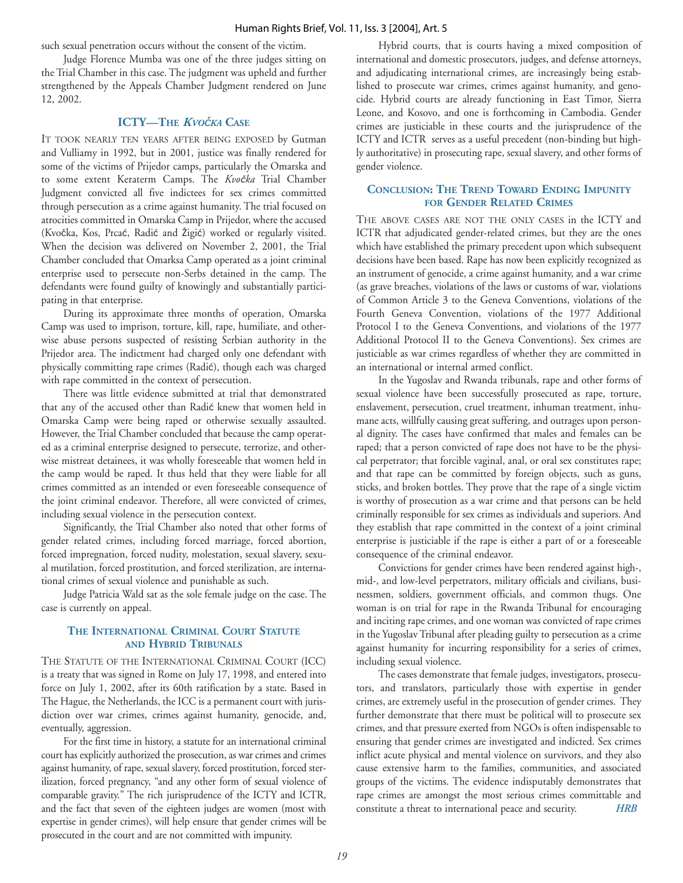such sexual penetration occurs without the consent of the victim.

Judge Florence Mumba was one of the three judges sitting on the Trial Chamber in this case. The judgment was upheld and further strengthened by the Appeals Chamber Judgment rendered on June 12, 2002.

## ICTY—The *Kvočka* Case

It took nearly ten years after being exposed by Gutman and Vulliamy in 1992, but in 2001, justice was finally rendered for some of the victims of Prijedor camps, particularly the Omarska and to some extent Keraterm Camps. The *Kvočka* Trial Chamber Judgment convicted all five indictees for sex crimes committed through persecution as a crime against humanity. The trial focused on atrocities committed in Omarska Camp in Prijedor, where the accused (Kvočka, Kos, Prcać, Radić and Žigić) worked or regularly visited. When the decision was delivered on November 2, 2001, the Trial Chamber concluded that Omarksa Camp operated as a joint criminal enterprise used to persecute non-Serbs detained in the camp. The defendants were found guilty of knowingly and substantially participating in that enterprise.

During its approximate three months of operation, Omarska Camp was used to imprison, torture, kill, rape, humiliate, and otherwise abuse persons suspected of resisting Serbian authority in the Prijedor area. The indictment had charged only one defendant with physically committing rape crimes (Radić), though each was charged with rape committed in the context of persecution.

There was little evidence submitted at trial that demonstrated that any of the accused other than Radić knew that women held in Omarska Camp were being raped or otherwise sexually assaulted. However, the Trial Chamber concluded that because the camp operated as a criminal enterprise designed to persecute, terrorize, and otherwise mistreat detainees, it was wholly foreseeable that women held in the camp would be raped. It thus held that they were liable for all crimes committed as an intended or even foreseeable consequence of the joint criminal endeavor. Therefore, all were convicted of crimes, including sexual violence in the persecution context.

Significantly, the Trial Chamber also noted that other forms of gender related crimes, including forced marriage, forced abortion, forced impregnation, forced nudity, molestation, sexual slavery, sexual mutilation, forced prostitution, and forced sterilization, are international crimes of sexual violence and punishable as such.

Judge Patricia Wald sat as the sole female judge on the case. The case is currently on appeal.

## The International Criminal Court Statute and Hybrid Tribunals

The Statute of the International Criminal Court (ICC) is a treaty that was signed in Rome on July 17, 1998, and entered into force on July 1, 2002, after its 60th ratification by a state. Based in The Hague, the Netherlands, the ICC is a permanent court with jurisdiction over war crimes, crimes against humanity, genocide, and, eventually, aggression.

For the first time in history, a statute for an international criminal court has explicitly authorized the prosecution, as war crimes and crimes against humanity, of rape, sexual slavery, forced prostitution, forced sterilization, forced pregnancy, "and any other form of sexual violence of comparable gravity." The rich jurisprudence of the ICTY and ICTR, and the fact that seven of the eighteen judges are women (most with expertise in gender crimes), will help ensure that gender crimes will be prosecuted in the court and are not committed with impunity.

Hybrid courts, that is courts having a mixed composition of international and domestic prosecutors, judges, and defense attorneys, and adjudicating international crimes, are increasingly being established to prosecute war crimes, crimes against humanity, and genocide. Hybrid courts are already functioning in East Timor, Sierra Leone, and Kosovo, and one is forthcoming in Cambodia. Gender crimes are justiciable in these courts and the jurisprudence of the ICTY and ICTR serves as a useful precedent (non-binding but highly authoritative) in prosecuting rape, sexual slavery, and other forms of gender violence.

## Conclusion: The Trend Toward Ending Impunity for Gender Related Crimes

The above cases are not the only cases in the ICTY and ICTR that adjudicated gender-related crimes, but they are the ones which have established the primary precedent upon which subsequent decisions have been based. Rape has now been explicitly recognized as an instrument of genocide, a crime against humanity, and a war crime (as grave breaches, violations of the laws or customs of war, violations of Common Article 3 to the Geneva Conventions, violations of the Fourth Geneva Convention, violations of the 1977 Additional Protocol I to the Geneva Conventions, and violations of the 1977 Additional Protocol II to the Geneva Conventions). Sex crimes are justiciable as war crimes regardless of whether they are committed in an international or internal armed conflict.

In the Yugoslav and Rwanda tribunals, rape and other forms of sexual violence have been successfully prosecuted as rape, torture, enslavement, persecution, cruel treatment, inhuman treatment, inhumane acts, willfully causing great suffering, and outrages upon personal dignity. The cases have confirmed that males and females can be raped; that a person convicted of rape does not have to be the physical perpetrator; that forcible vaginal, anal, or oral sex constitutes rape; and that rape can be committed by foreign objects, such as guns, sticks, and broken bottles. They prove that the rape of a single victim is worthy of prosecution as a war crime and that persons can be held criminally responsible for sex crimes as individuals and superiors. And they establish that rape committed in the context of a joint criminal enterprise is justiciable if the rape is either a part of or a foreseeable consequence of the criminal endeavor.

Convictions for gender crimes have been rendered against high-, mid-, and low-level perpetrators, military officials and civilians, businessmen, soldiers, government officials, and common thugs. One woman is on trial for rape in the Rwanda Tribunal for encouraging and inciting rape crimes, and one woman was convicted of rape crimes in the Yugoslav Tribunal after pleading guilty to persecution as a crime against humanity for incurring responsibility for a series of crimes, including sexual violence.

The cases demonstrate that female judges, investigators, prosecutors, and translators, particularly those with expertise in gender crimes, are extremely useful in the prosecution of gender crimes. They further demonstrate that there must be political will to prosecute sex crimes, and that pressure exerted from NGOs is often indispensable to ensuring that gender crimes are investigated and indicted. Sex crimes inflict acute physical and mental violence on survivors, and they also cause extensive harm to the families, communities, and associated groups of the victims. The evidence indisputably demonstrates that rape crimes are amongst the most serious crimes committable and constitute a threat to international peace and security. *HRB*